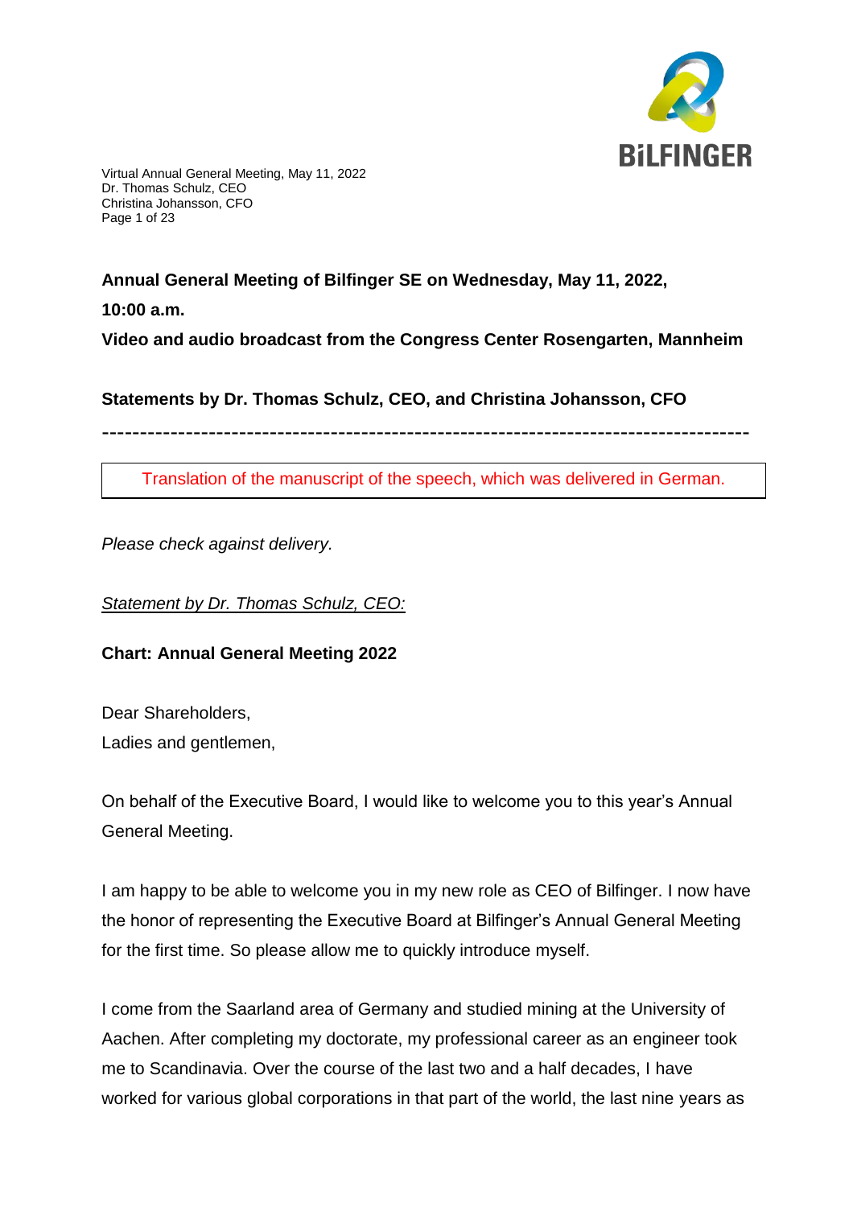**Annual General Meeting of Bilfinger SE on Wednesday, May 11, 2022, 10:00 a.m.**

**Video and audio broadcast from the Congress Center Rosengarten, Mannheim**

**Statements by Dr. Thomas Schulz, CEO, and Christina Johansson, CFO**

---

Translation of the manuscript of the speech, which was delivered in German.

*Please check against delivery.*

*Statement by Dr. Thomas Schulz, CEO:*

**Chart: Annual General Meeting 2022**

Dear Shareholders,
Ladies and gentlemen,

On behalf of the Executive Board, I would like to welcome you to this year's Annual General Meeting.

I am happy to be able to welcome you in my new role as CEO of Bilfinger. I now have the honor of representing the Executive Board at Bilfinger's Annual General Meeting for the first time. So please allow me to quickly introduce myself.

I come from the Saarland area of Germany and studied mining at the University of Aachen. After completing my doctorate, my professional career as an engineer took me to Scandinavia. Over the course of the last two and a half decades, I have worked for various global corporations in that part of the world, the last nine years as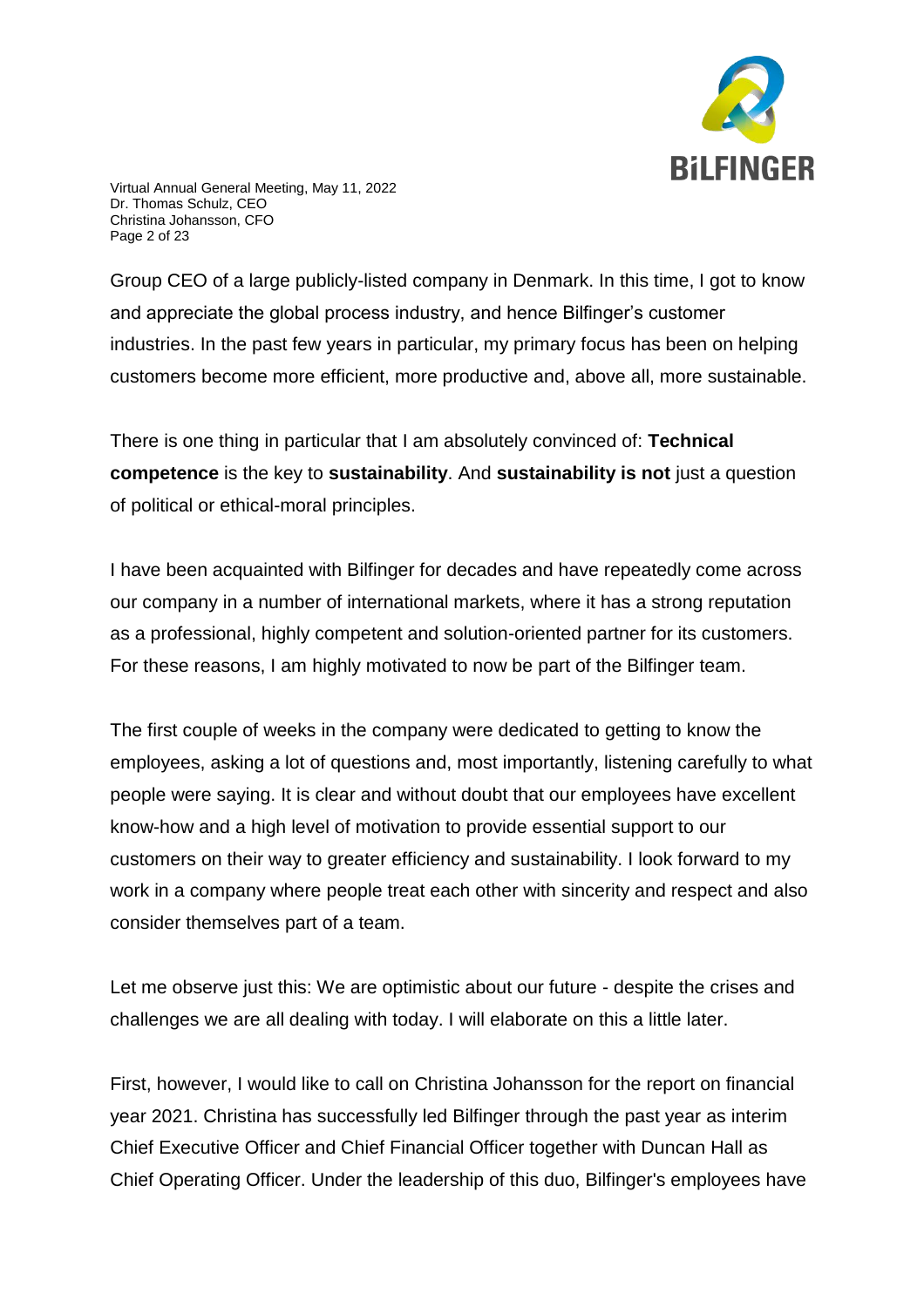Group CEO of a large publicly-listed company in Denmark. In this time, I got to know and appreciate the global process industry, and hence Bilfinger's customer industries. In the past few years in particular, my primary focus has been on helping customers become more efficient, more productive and, above all, more sustainable.

There is one thing in particular that I am absolutely convinced of: **Technical competence** is the key to **sustainability**. And **sustainability is not** just a question of political or ethical-moral principles.

I have been acquainted with Bilfinger for decades and have repeatedly come across our company in a number of international markets, where it has a strong reputation as a professional, highly competent and solution-oriented partner for its customers. For these reasons, I am highly motivated to now be part of the Bilfinger team.

The first couple of weeks in the company were dedicated to getting to know the employees, asking a lot of questions and, most importantly, listening carefully to what people were saying. It is clear and without doubt that our employees have excellent know-how and a high level of motivation to provide essential support to our customers on their way to greater efficiency and sustainability. I look forward to my work in a company where people treat each other with sincerity and respect and also consider themselves part of a team.

Let me observe just this: We are optimistic about our future - despite the crises and challenges we are all dealing with today. I will elaborate on this a little later.

First, however, I would like to call on Christina Johansson for the report on financial year 2021. Christina has successfully led Bilfinger through the past year as interim Chief Executive Officer and Chief Financial Officer together with Duncan Hall as Chief Operating Officer. Under the leadership of this duo, Bilfinger's employees have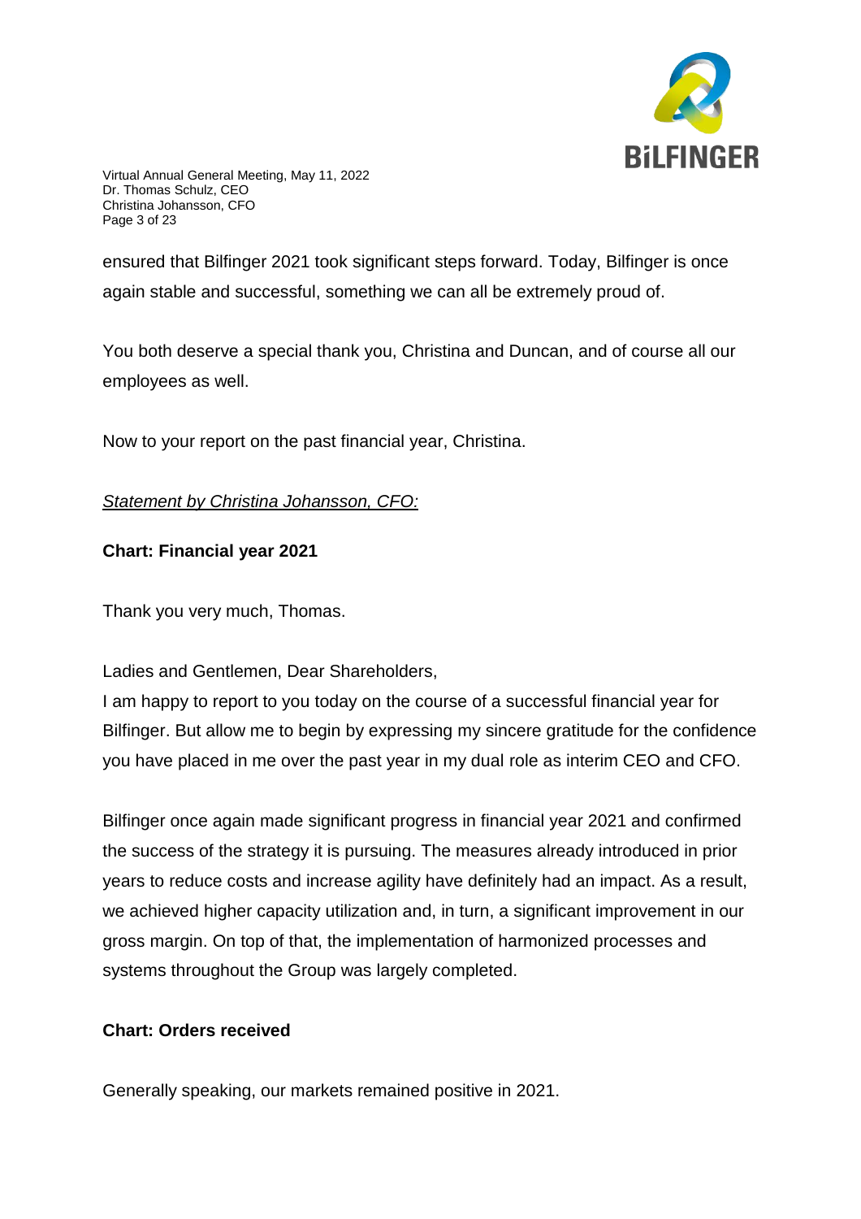ensured that Bilfinger 2021 took significant steps forward. Today, Bilfinger is once again stable and successful, something we can all be extremely proud of.

You both deserve a special thank you, Christina and Duncan, and of course all our employees as well.

Now to your report on the past financial year, Christina.

*Statement by Christina Johansson, CFO:*

**Chart: Financial year 2021**

Thank you very much, Thomas.

Ladies and Gentlemen, Dear Shareholders,
I am happy to report to you today on the course of a successful financial year for Bilfinger. But allow me to begin by expressing my sincere gratitude for the confidence you have placed in me over the past year in my dual role as interim CEO and CFO.

Bilfinger once again made significant progress in financial year 2021 and confirmed the success of the strategy it is pursuing. The measures already introduced in prior years to reduce costs and increase agility have definitely had an impact. As a result, we achieved higher capacity utilization and, in turn, a significant improvement in our gross margin. On top of that, the implementation of harmonized processes and systems throughout the Group was largely completed.

**Chart: Orders received**

Generally speaking, our markets remained positive in 2021.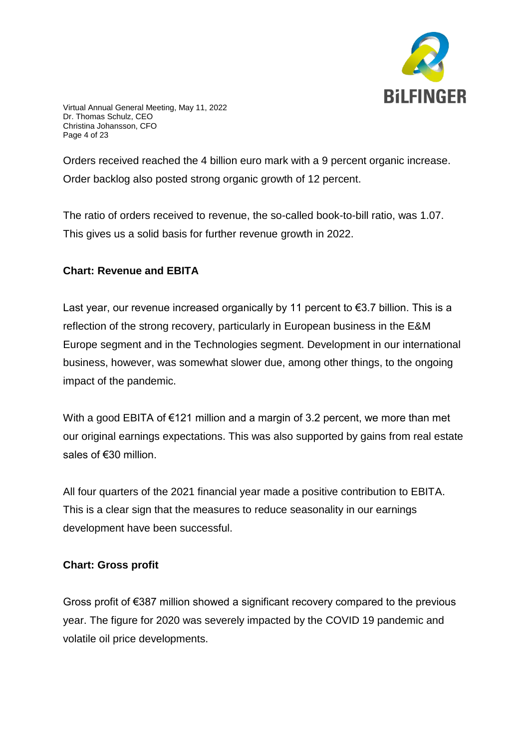Orders received reached the 4 billion euro mark with a 9 percent organic increase. Order backlog also posted strong organic growth of 12 percent.

The ratio of orders received to revenue, the so-called book-to-bill ratio, was 1.07. This gives us a solid basis for further revenue growth in 2022.

**Chart: Revenue and EBITA**

Last year, our revenue increased organically by 11 percent to €3.7 billion. This is a reflection of the strong recovery, particularly in European business in the E&M Europe segment and in the Technologies segment. Development in our international business, however, was somewhat slower due, among other things, to the ongoing impact of the pandemic.

With a good EBITA of €121 million and a margin of 3.2 percent, we more than met our original earnings expectations. This was also supported by gains from real estate sales of €30 million.

All four quarters of the 2021 financial year made a positive contribution to EBITA. This is a clear sign that the measures to reduce seasonality in our earnings development have been successful.

**Chart: Gross profit**

Gross profit of €387 million showed a significant recovery compared to the previous year. The figure for 2020 was severely impacted by the COVID 19 pandemic and volatile oil price developments.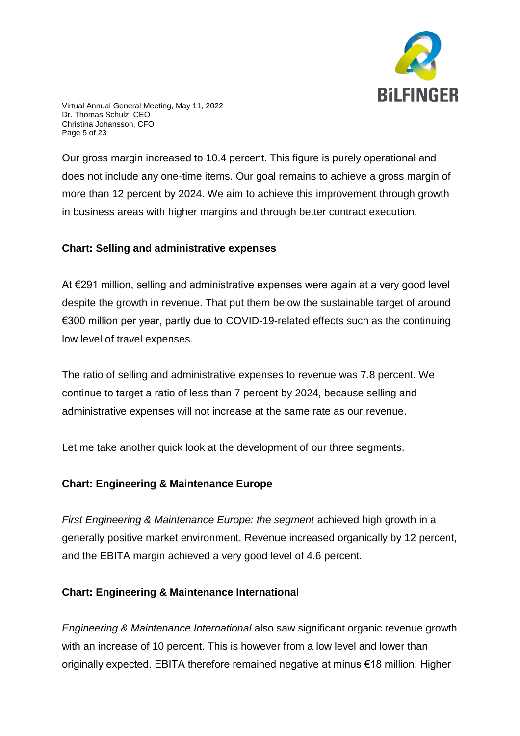Our gross margin increased to 10.4 percent. This figure is purely operational and does not include any one-time items. Our goal remains to achieve a gross margin of more than 12 percent by 2024. We aim to achieve this improvement through growth in business areas with higher margins and through better contract execution.

**Chart: Selling and administrative expenses**

At €291 million, selling and administrative expenses were again at a very good level despite the growth in revenue. That put them below the sustainable target of around €300 million per year, partly due to COVID-19-related effects such as the continuing low level of travel expenses.

The ratio of selling and administrative expenses to revenue was 7.8 percent. We continue to target a ratio of less than 7 percent by 2024, because selling and administrative expenses will not increase at the same rate as our revenue.

Let me take another quick look at the development of our three segments.

**Chart: Engineering & Maintenance Europe**

*First Engineering & Maintenance Europe: the segment* achieved high growth in a generally positive market environment. Revenue increased organically by 12 percent, and the EBITA margin achieved a very good level of 4.6 percent.

**Chart: Engineering & Maintenance International**

*Engineering & Maintenance International* also saw significant organic revenue growth with an increase of 10 percent. This is however from a low level and lower than originally expected. EBITA therefore remained negative at minus €18 million. Higher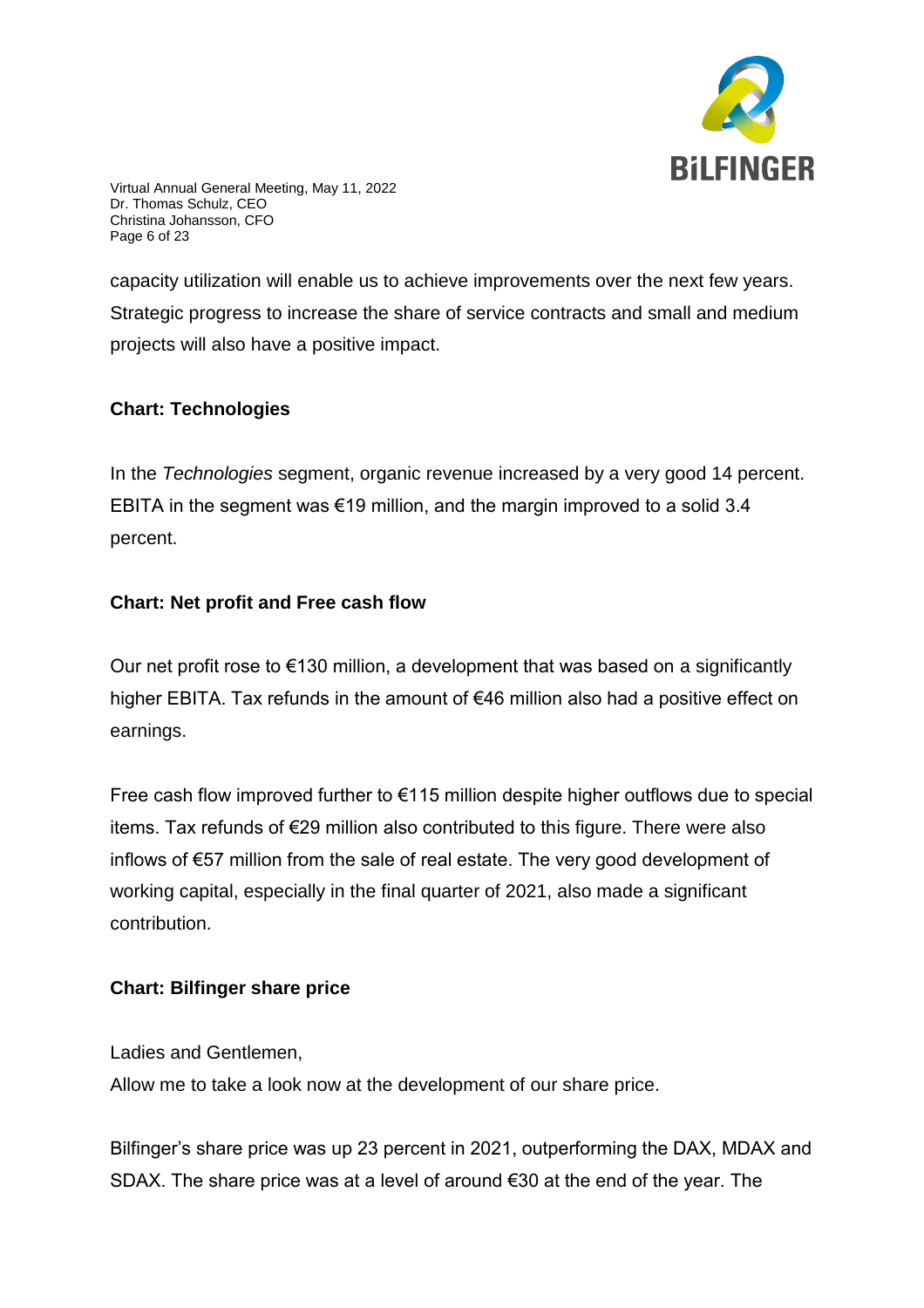capacity utilization will enable us to achieve improvements over the next few years. Strategic progress to increase the share of service contracts and small and medium projects will also have a positive impact.

**Chart: Technologies**

In the *Technologies* segment, organic revenue increased by a very good 14 percent. EBITA in the segment was €19 million, and the margin improved to a solid 3.4 percent.

**Chart: Net profit and Free cash flow**

Our net profit rose to €130 million, a development that was based on a significantly higher EBITA. Tax refunds in the amount of €46 million also had a positive effect on earnings.

Free cash flow improved further to €115 million despite higher outflows due to special items. Tax refunds of €29 million also contributed to this figure. There were also inflows of €57 million from the sale of real estate. The very good development of working capital, especially in the final quarter of 2021, also made a significant contribution.

**Chart: Bilfinger share price**

Ladies and Gentlemen,
Allow me to take a look now at the development of our share price.

Bilfinger's share price was up 23 percent in 2021, outperforming the DAX, MDAX and SDAX. The share price was at a level of around €30 at the end of the year. The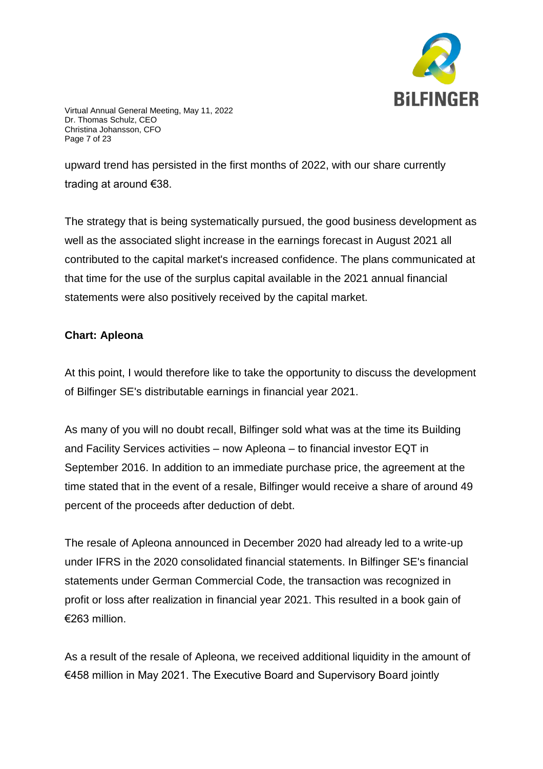upward trend has persisted in the first months of 2022, with our share currently trading at around €38.

The strategy that is being systematically pursued, the good business development as well as the associated slight increase in the earnings forecast in August 2021 all contributed to the capital market's increased confidence. The plans communicated at that time for the use of the surplus capital available in the 2021 annual financial statements were also positively received by the capital market.

**Chart: Apleona**

At this point, I would therefore like to take the opportunity to discuss the development of Bilfinger SE's distributable earnings in financial year 2021.

As many of you will no doubt recall, Bilfinger sold what was at the time its Building and Facility Services activities – now Apleona – to financial investor EQT in September 2016. In addition to an immediate purchase price, the agreement at the time stated that in the event of a resale, Bilfinger would receive a share of around 49 percent of the proceeds after deduction of debt.

The resale of Apleona announced in December 2020 had already led to a write-up under IFRS in the 2020 consolidated financial statements. In Bilfinger SE's financial statements under German Commercial Code, the transaction was recognized in profit or loss after realization in financial year 2021. This resulted in a book gain of €263 million.

As a result of the resale of Apleona, we received additional liquidity in the amount of €458 million in May 2021. The Executive Board and Supervisory Board jointly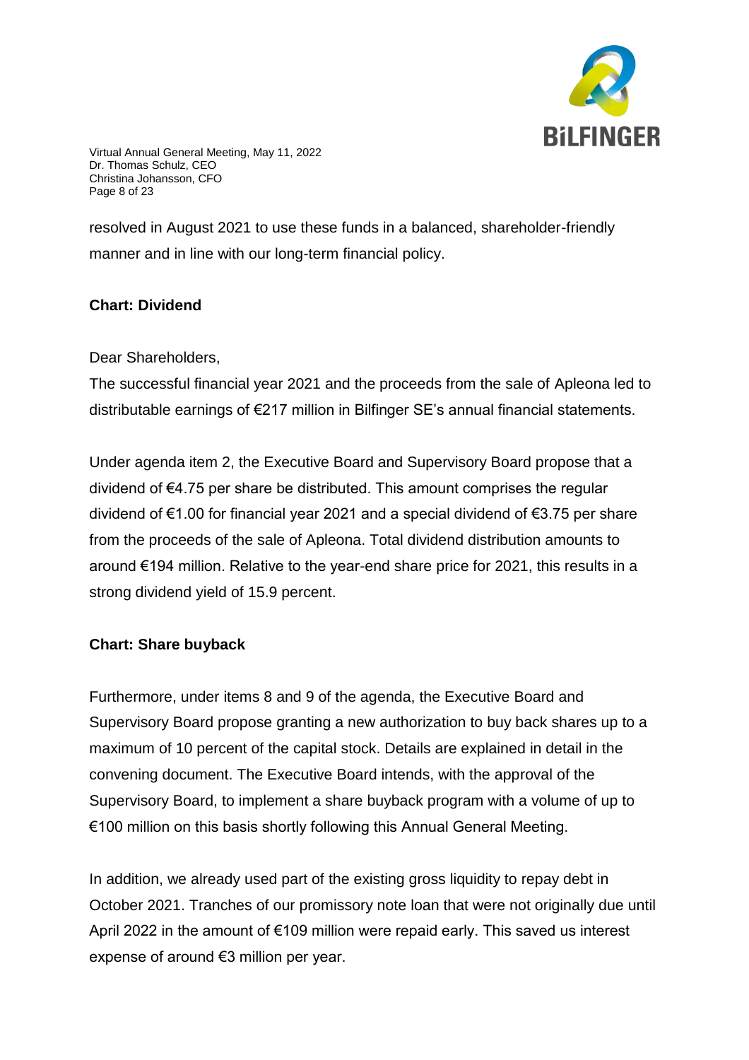resolved in August 2021 to use these funds in a balanced, shareholder-friendly manner and in line with our long-term financial policy.

**Chart: Dividend**

Dear Shareholders,

The successful financial year 2021 and the proceeds from the sale of Apleona led to distributable earnings of €217 million in Bilfinger SE's annual financial statements.

Under agenda item 2, the Executive Board and Supervisory Board propose that a dividend of €4.75 per share be distributed. This amount comprises the regular dividend of €1.00 for financial year 2021 and a special dividend of €3.75 per share from the proceeds of the sale of Apleona. Total dividend distribution amounts to around €194 million. Relative to the year-end share price for 2021, this results in a strong dividend yield of 15.9 percent.

**Chart: Share buyback**

Furthermore, under items 8 and 9 of the agenda, the Executive Board and Supervisory Board propose granting a new authorization to buy back shares up to a maximum of 10 percent of the capital stock. Details are explained in detail in the convening document. The Executive Board intends, with the approval of the Supervisory Board, to implement a share buyback program with a volume of up to €100 million on this basis shortly following this Annual General Meeting.

In addition, we already used part of the existing gross liquidity to repay debt in October 2021. Tranches of our promissory note loan that were not originally due until April 2022 in the amount of €109 million were repaid early. This saved us interest expense of around €3 million per year.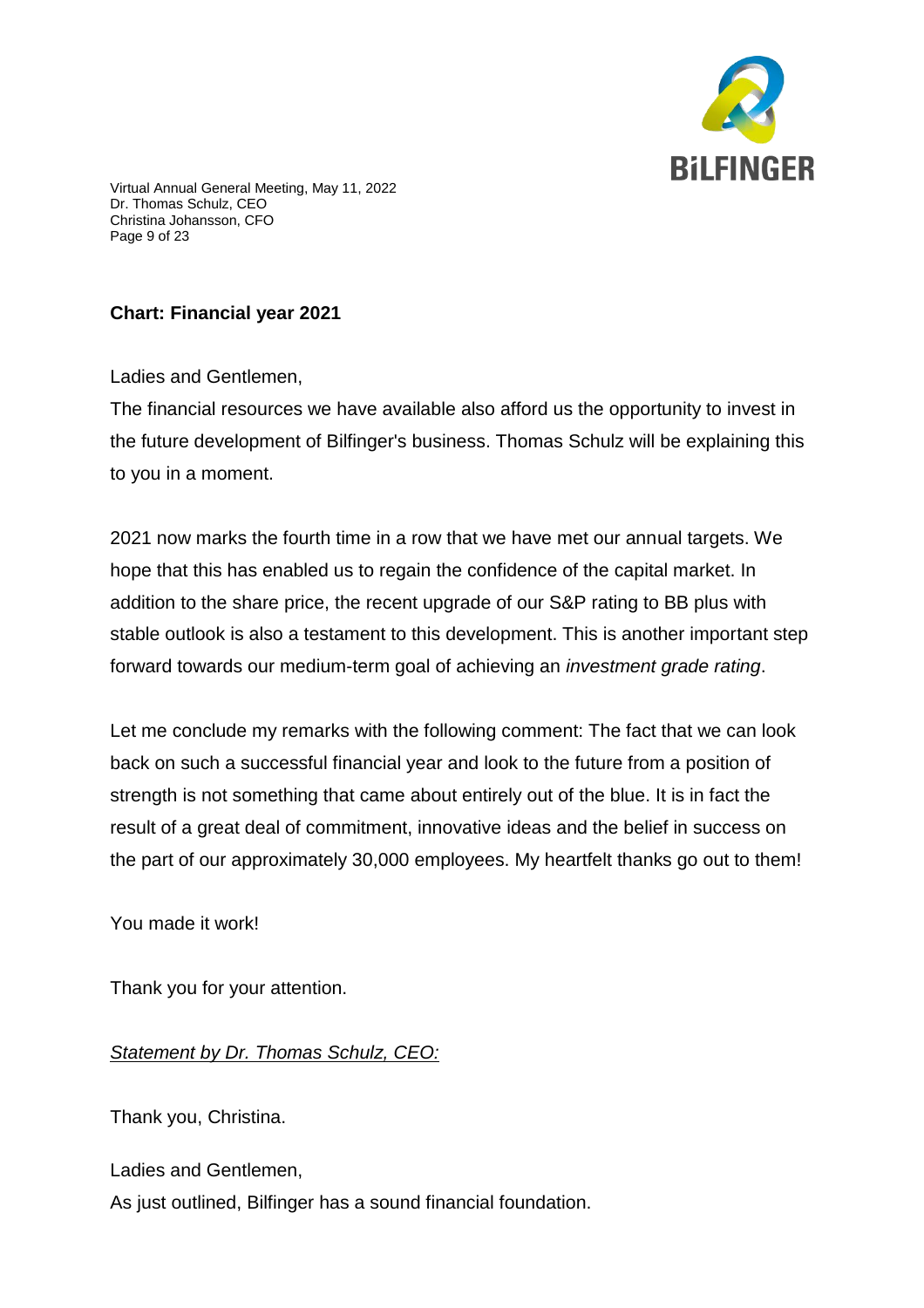**Chart: Financial year 2021**

Ladies and Gentlemen,
The financial resources we have available also afford us the opportunity to invest in the future development of Bilfinger's business. Thomas Schulz will be explaining this to you in a moment.

2021 now marks the fourth time in a row that we have met our annual targets. We hope that this has enabled us to regain the confidence of the capital market. In addition to the share price, the recent upgrade of our S&P rating to BB plus with stable outlook is also a testament to this development. This is another important step forward towards our medium-term goal of achieving an *investment grade rating*.

Let me conclude my remarks with the following comment: The fact that we can look back on such a successful financial year and look to the future from a position of strength is not something that came about entirely out of the blue. It is in fact the result of a great deal of commitment, innovative ideas and the belief in success on the part of our approximately 30,000 employees. My heartfelt thanks go out to them!

You made it work!

Thank you for your attention.

*Statement by Dr. Thomas Schulz, CEO:*

Thank you, Christina.

Ladies and Gentlemen,
As just outlined, Bilfinger has a sound financial foundation.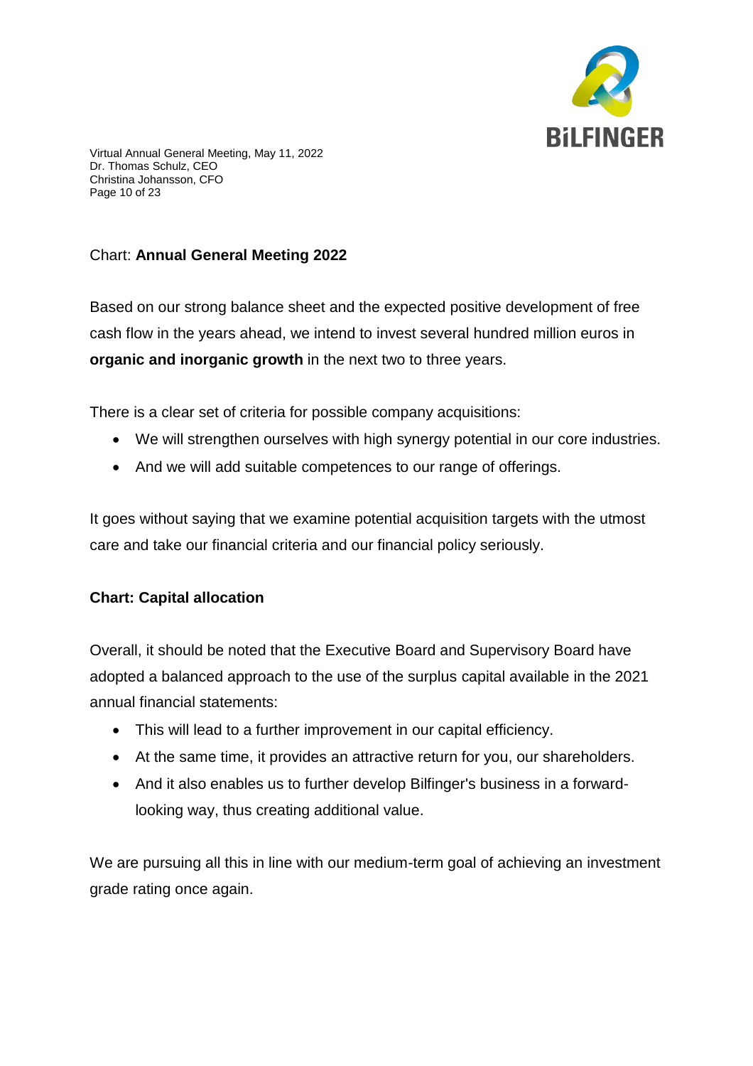Chart: **Annual General Meeting 2022**

Based on our strong balance sheet and the expected positive development of free cash flow in the years ahead, we intend to invest several hundred million euros in **organic and inorganic growth** in the next two to three years.

There is a clear set of criteria for possible company acquisitions:

- We will strengthen ourselves with high synergy potential in our core industries.
- And we will add suitable competences to our range of offerings.

It goes without saying that we examine potential acquisition targets with the utmost care and take our financial criteria and our financial policy seriously.

**Chart: Capital allocation**

Overall, it should be noted that the Executive Board and Supervisory Board have adopted a balanced approach to the use of the surplus capital available in the 2021 annual financial statements:

- This will lead to a further improvement in our capital efficiency.
- At the same time, it provides an attractive return for you, our shareholders.
- And it also enables us to further develop Bilfinger's business in a forward-looking way, thus creating additional value.

We are pursuing all this in line with our medium-term goal of achieving an investment grade rating once again.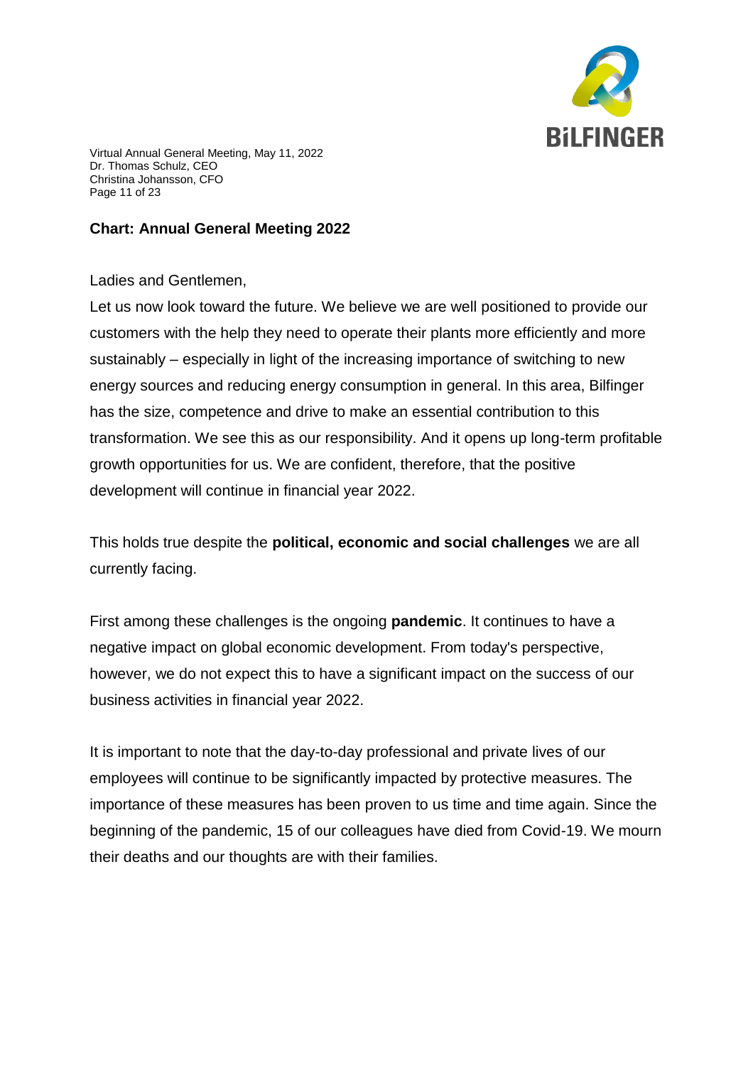**Chart: Annual General Meeting 2022**

Ladies and Gentlemen,

Let us now look toward the future. We believe we are well positioned to provide our customers with the help they need to operate their plants more efficiently and more sustainably – especially in light of the increasing importance of switching to new energy sources and reducing energy consumption in general. In this area, Bilfinger has the size, competence and drive to make an essential contribution to this transformation. We see this as our responsibility. And it opens up long-term profitable growth opportunities for us. We are confident, therefore, that the positive development will continue in financial year 2022.

This holds true despite the **political, economic and social challenges** we are all currently facing.

First among these challenges is the ongoing **pandemic**. It continues to have a negative impact on global economic development. From today's perspective, however, we do not expect this to have a significant impact on the success of our business activities in financial year 2022.

It is important to note that the day-to-day professional and private lives of our employees will continue to be significantly impacted by protective measures. The importance of these measures has been proven to us time and time again. Since the beginning of the pandemic, 15 of our colleagues have died from Covid-19. We mourn their deaths and our thoughts are with their families.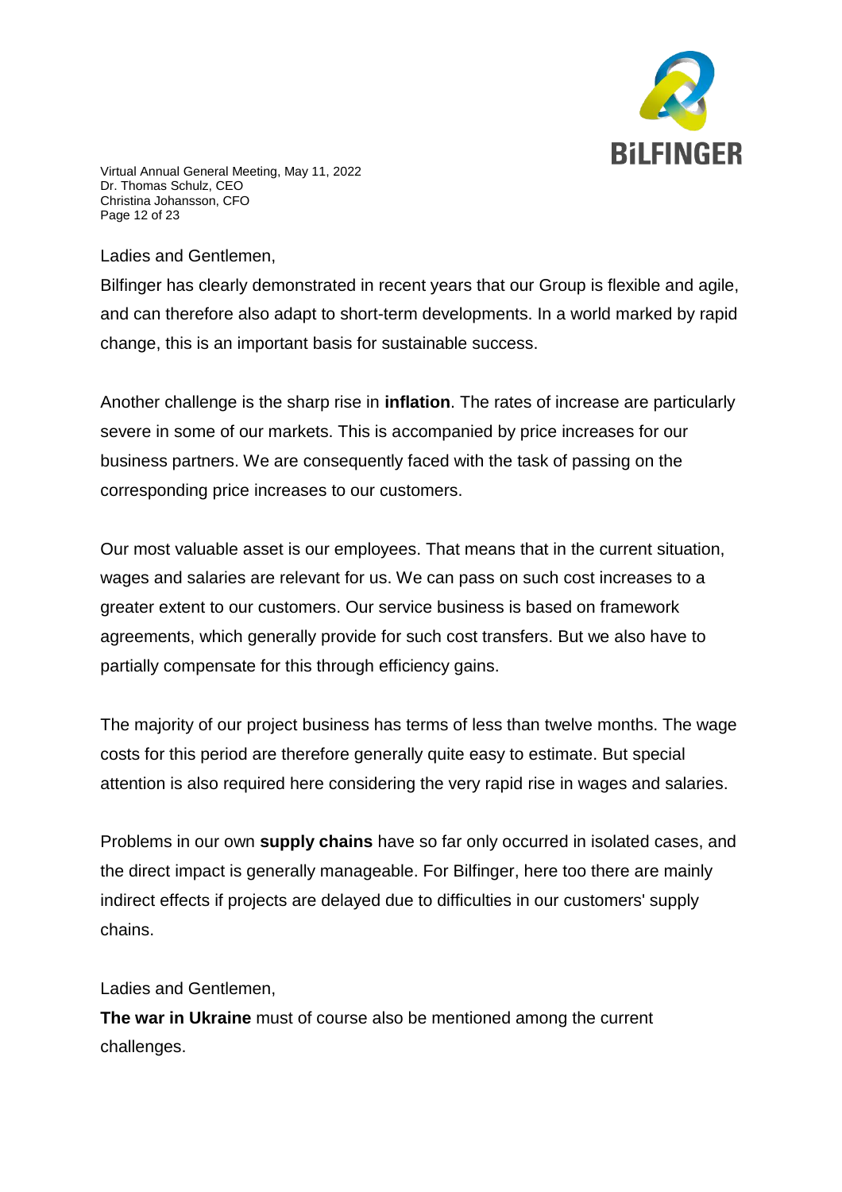Ladies and Gentlemen,

Bilfinger has clearly demonstrated in recent years that our Group is flexible and agile, and can therefore also adapt to short-term developments. In a world marked by rapid change, this is an important basis for sustainable success.

Another challenge is the sharp rise in **inflation**. The rates of increase are particularly severe in some of our markets. This is accompanied by price increases for our business partners. We are consequently faced with the task of passing on the corresponding price increases to our customers.

Our most valuable asset is our employees. That means that in the current situation, wages and salaries are relevant for us. We can pass on such cost increases to a greater extent to our customers. Our service business is based on framework agreements, which generally provide for such cost transfers. But we also have to partially compensate for this through efficiency gains.

The majority of our project business has terms of less than twelve months. The wage costs for this period are therefore generally quite easy to estimate. But special attention is also required here considering the very rapid rise in wages and salaries.

Problems in our own **supply chains** have so far only occurred in isolated cases, and the direct impact is generally manageable. For Bilfinger, here too there are mainly indirect effects if projects are delayed due to difficulties in our customers' supply chains.

Ladies and Gentlemen,

**The war in Ukraine** must of course also be mentioned among the current challenges.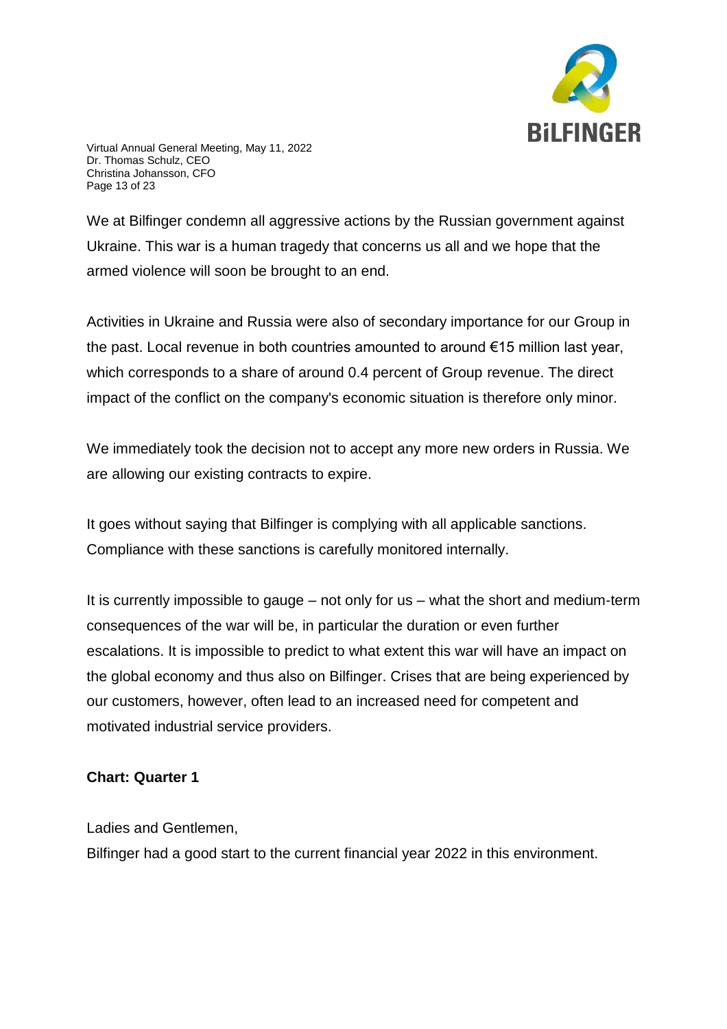We at Bilfinger condemn all aggressive actions by the Russian government against Ukraine. This war is a human tragedy that concerns us all and we hope that the armed violence will soon be brought to an end.

Activities in Ukraine and Russia were also of secondary importance for our Group in the past. Local revenue in both countries amounted to around €15 million last year, which corresponds to a share of around 0.4 percent of Group revenue. The direct impact of the conflict on the company's economic situation is therefore only minor.

We immediately took the decision not to accept any more new orders in Russia. We are allowing our existing contracts to expire.

It goes without saying that Bilfinger is complying with all applicable sanctions. Compliance with these sanctions is carefully monitored internally.

It is currently impossible to gauge – not only for us – what the short and medium-term consequences of the war will be, in particular the duration or even further escalations. It is impossible to predict to what extent this war will have an impact on the global economy and thus also on Bilfinger. Crises that are being experienced by our customers, however, often lead to an increased need for competent and motivated industrial service providers.

**Chart: Quarter 1**

Ladies and Gentlemen,

Bilfinger had a good start to the current financial year 2022 in this environment.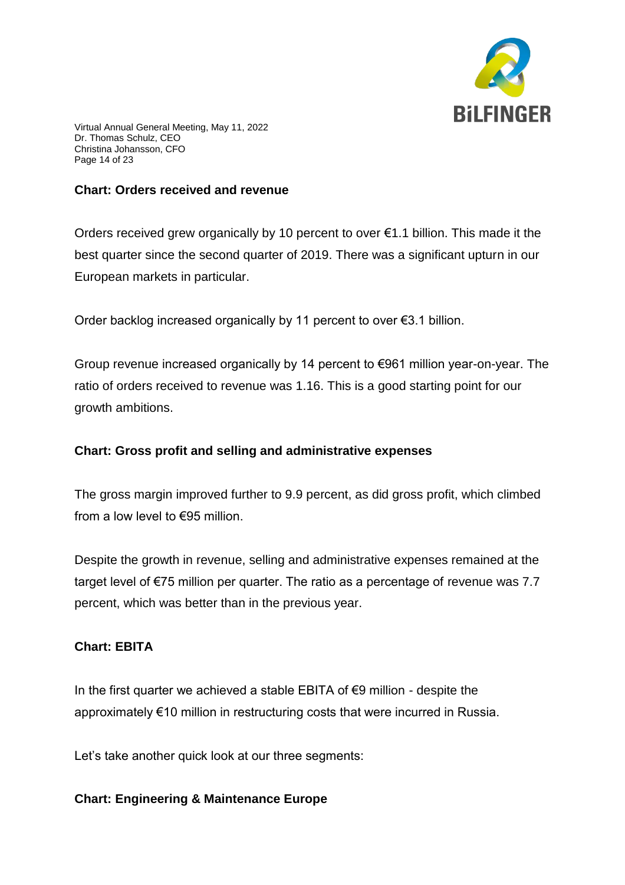**Chart: Orders received and revenue**

Orders received grew organically by 10 percent to over €1.1 billion. This made it the best quarter since the second quarter of 2019. There was a significant upturn in our European markets in particular.

Order backlog increased organically by 11 percent to over €3.1 billion.

Group revenue increased organically by 14 percent to €961 million year-on-year. The ratio of orders received to revenue was 1.16. This is a good starting point for our growth ambitions.

**Chart: Gross profit and selling and administrative expenses**

The gross margin improved further to 9.9 percent, as did gross profit, which climbed from a low level to €95 million.

Despite the growth in revenue, selling and administrative expenses remained at the target level of €75 million per quarter. The ratio as a percentage of revenue was 7.7 percent, which was better than in the previous year.

**Chart: EBITA**

In the first quarter we achieved a stable EBITA of €9 million - despite the approximately €10 million in restructuring costs that were incurred in Russia.

Let's take another quick look at our three segments:

**Chart: Engineering & Maintenance Europe**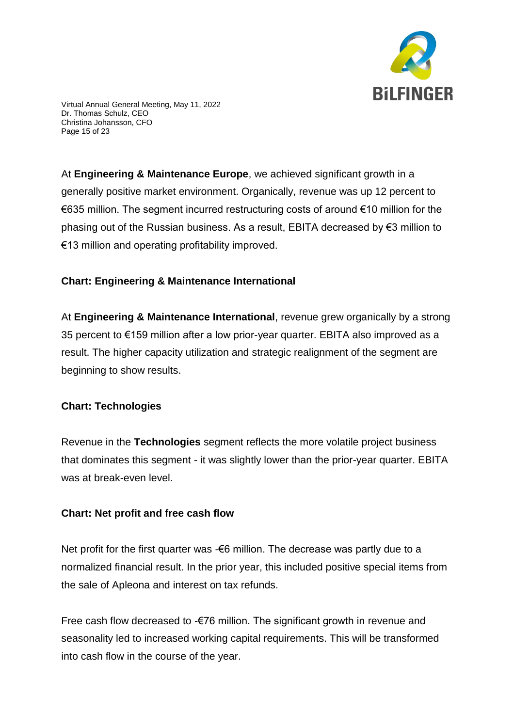At **Engineering & Maintenance Europe**, we achieved significant growth in a generally positive market environment. Organically, revenue was up 12 percent to €635 million. The segment incurred restructuring costs of around €10 million for the phasing out of the Russian business. As a result, EBITA decreased by €3 million to €13 million and operating profitability improved.

**Chart: Engineering & Maintenance International**

At **Engineering & Maintenance International**, revenue grew organically by a strong 35 percent to €159 million after a low prior-year quarter. EBITA also improved as a result. The higher capacity utilization and strategic realignment of the segment are beginning to show results.

**Chart: Technologies**

Revenue in the **Technologies** segment reflects the more volatile project business that dominates this segment - it was slightly lower than the prior-year quarter. EBITA was at break-even level.

**Chart: Net profit and free cash flow**

Net profit for the first quarter was -€6 million. The decrease was partly due to a normalized financial result. In the prior year, this included positive special items from the sale of Apleona and interest on tax refunds.

Free cash flow decreased to -€76 million. The significant growth in revenue and seasonality led to increased working capital requirements. This will be transformed into cash flow in the course of the year.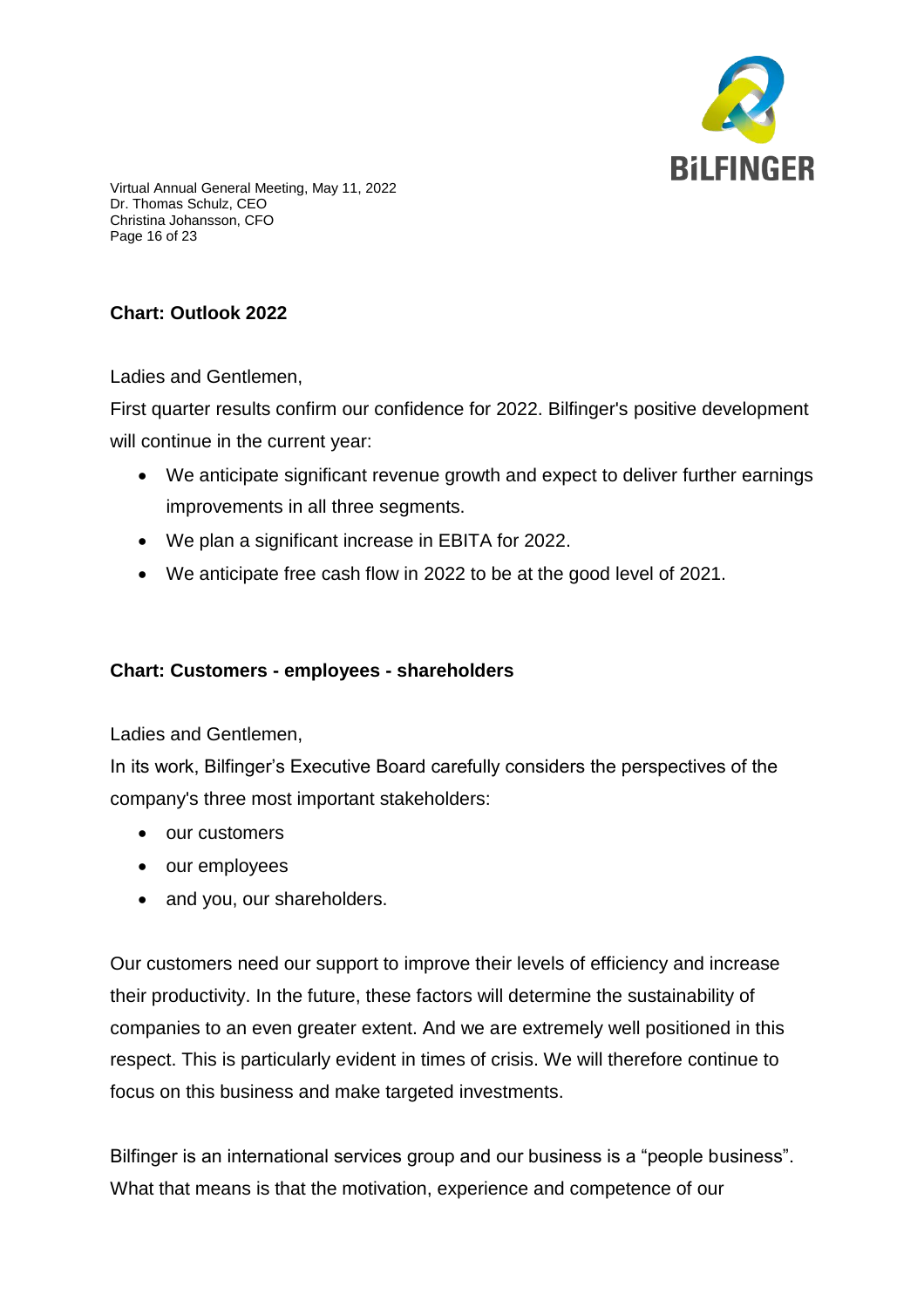**Chart: Outlook 2022**

Ladies and Gentlemen,

First quarter results confirm our confidence for 2022. Bilfinger's positive development will continue in the current year:

- We anticipate significant revenue growth and expect to deliver further earnings improvements in all three segments.
- We plan a significant increase in EBITA for 2022.
- We anticipate free cash flow in 2022 to be at the good level of 2021.

**Chart: Customers - employees - shareholders**

Ladies and Gentlemen,

In its work, Bilfinger's Executive Board carefully considers the perspectives of the company's three most important stakeholders:

- our customers
- our employees
- and you, our shareholders.

Our customers need our support to improve their levels of efficiency and increase their productivity. In the future, these factors will determine the sustainability of companies to an even greater extent. And we are extremely well positioned in this respect. This is particularly evident in times of crisis. We will therefore continue to focus on this business and make targeted investments.

Bilfinger is an international services group and our business is a "people business". What that means is that the motivation, experience and competence of our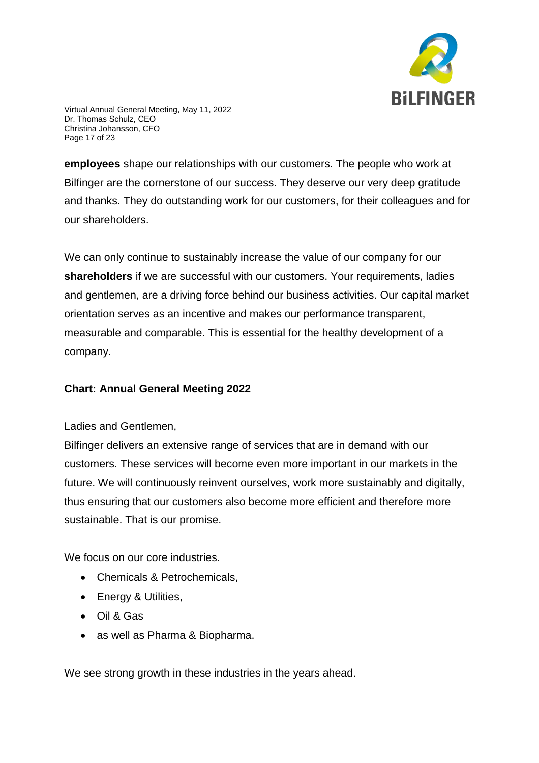**employees** shape our relationships with our customers. The people who work at Bilfinger are the cornerstone of our success. They deserve our very deep gratitude and thanks. They do outstanding work for our customers, for their colleagues and for our shareholders.

We can only continue to sustainably increase the value of our company for our **shareholders** if we are successful with our customers. Your requirements, ladies and gentlemen, are a driving force behind our business activities. Our capital market orientation serves as an incentive and makes our performance transparent, measurable and comparable. This is essential for the healthy development of a company.

**Chart: Annual General Meeting 2022**

Ladies and Gentlemen,
Bilfinger delivers an extensive range of services that are in demand with our customers. These services will become even more important in our markets in the future. We will continuously reinvent ourselves, work more sustainably and digitally, thus ensuring that our customers also become more efficient and therefore more sustainable. That is our promise.

We focus on our core industries.

- Chemicals & Petrochemicals,
- Energy & Utilities,
- Oil & Gas
- as well as Pharma & Biopharma.

We see strong growth in these industries in the years ahead.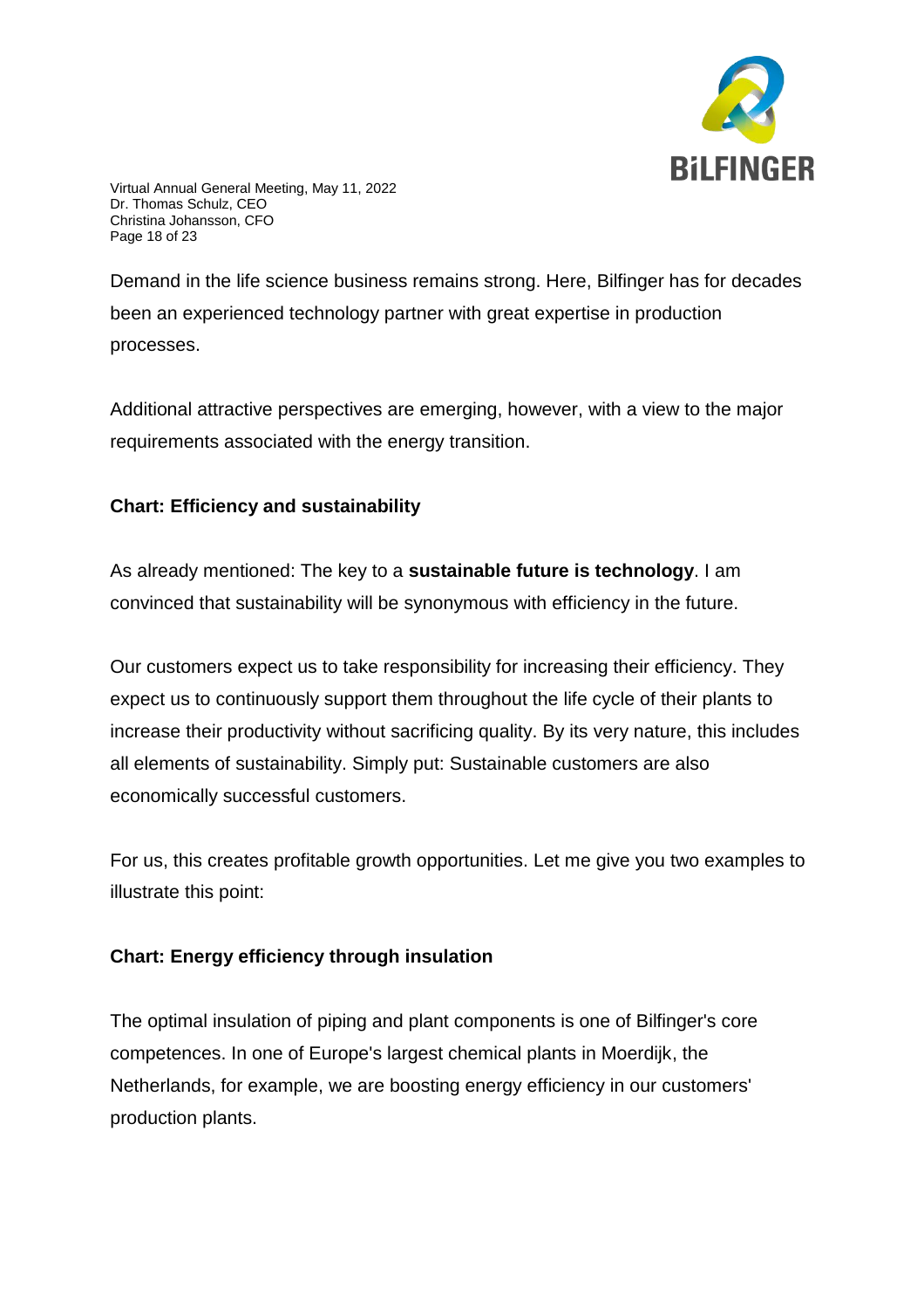Demand in the life science business remains strong. Here, Bilfinger has for decades been an experienced technology partner with great expertise in production processes.

Additional attractive perspectives are emerging, however, with a view to the major requirements associated with the energy transition.

**Chart: Efficiency and sustainability**

As already mentioned: The key to a **sustainable future is technology**. I am convinced that sustainability will be synonymous with efficiency in the future.

Our customers expect us to take responsibility for increasing their efficiency. They expect us to continuously support them throughout the life cycle of their plants to increase their productivity without sacrificing quality. By its very nature, this includes all elements of sustainability. Simply put: Sustainable customers are also economically successful customers.

For us, this creates profitable growth opportunities. Let me give you two examples to illustrate this point:

**Chart: Energy efficiency through insulation**

The optimal insulation of piping and plant components is one of Bilfinger's core competences. In one of Europe's largest chemical plants in Moerdijk, the Netherlands, for example, we are boosting energy efficiency in our customers' production plants.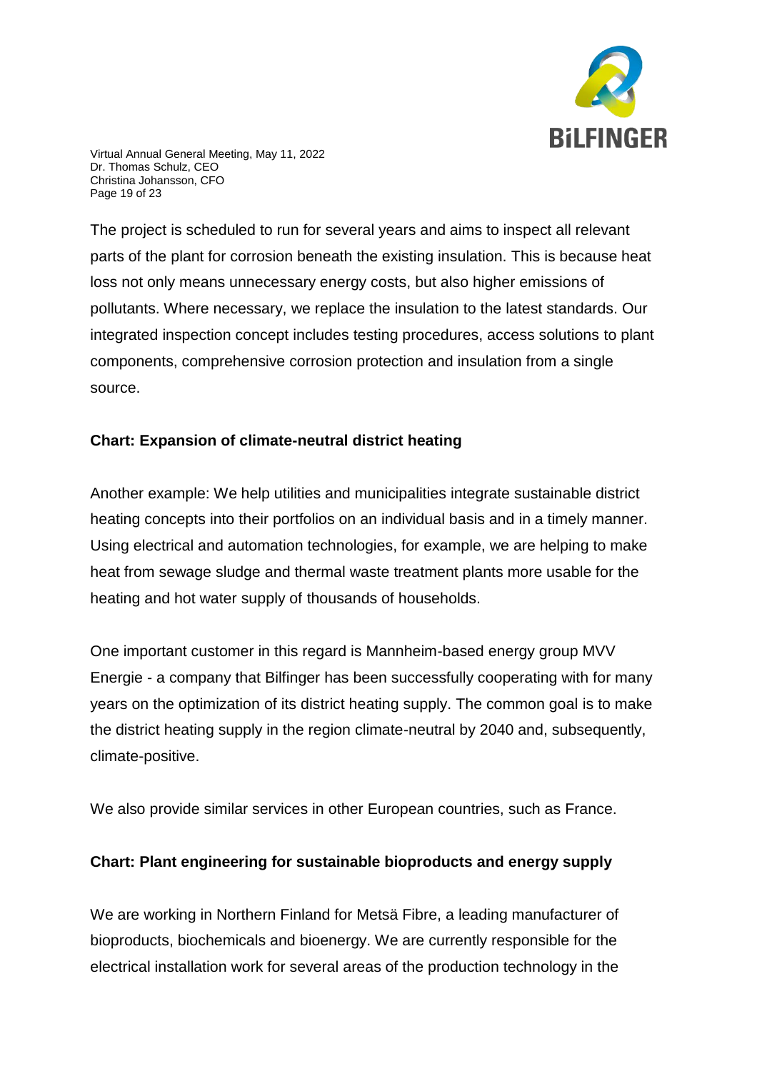The project is scheduled to run for several years and aims to inspect all relevant parts of the plant for corrosion beneath the existing insulation. This is because heat loss not only means unnecessary energy costs, but also higher emissions of pollutants. Where necessary, we replace the insulation to the latest standards. Our integrated inspection concept includes testing procedures, access solutions to plant components, comprehensive corrosion protection and insulation from a single source.

**Chart: Expansion of climate-neutral district heating**

Another example: We help utilities and municipalities integrate sustainable district heating concepts into their portfolios on an individual basis and in a timely manner. Using electrical and automation technologies, for example, we are helping to make heat from sewage sludge and thermal waste treatment plants more usable for the heating and hot water supply of thousands of households.

One important customer in this regard is Mannheim-based energy group MVV Energie - a company that Bilfinger has been successfully cooperating with for many years on the optimization of its district heating supply. The common goal is to make the district heating supply in the region climate-neutral by 2040 and, subsequently, climate-positive.

We also provide similar services in other European countries, such as France.

**Chart: Plant engineering for sustainable bioproducts and energy supply**

We are working in Northern Finland for Metsä Fibre, a leading manufacturer of bioproducts, biochemicals and bioenergy. We are currently responsible for the electrical installation work for several areas of the production technology in the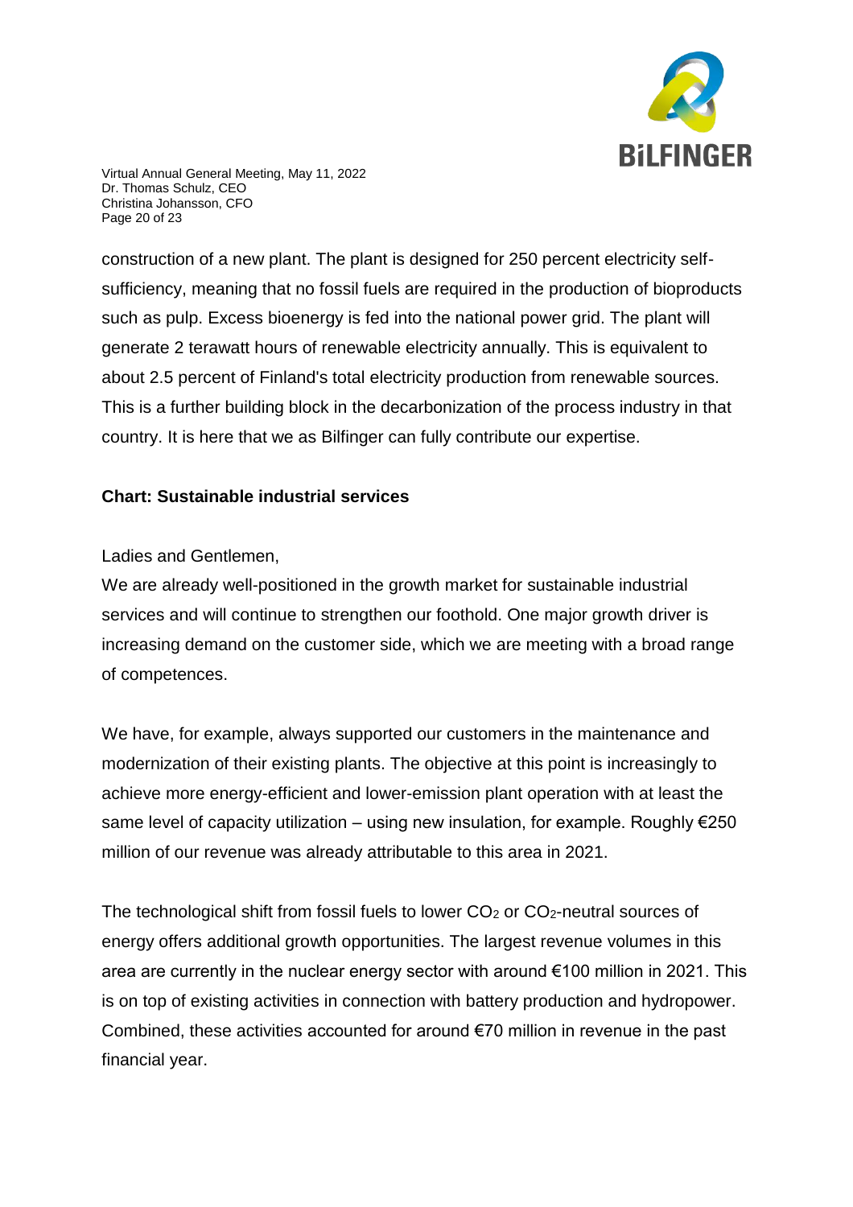construction of a new plant. The plant is designed for 250 percent electricity self-sufficiency, meaning that no fossil fuels are required in the production of bioproducts such as pulp. Excess bioenergy is fed into the national power grid. The plant will generate 2 terawatt hours of renewable electricity annually. This is equivalent to about 2.5 percent of Finland's total electricity production from renewable sources. This is a further building block in the decarbonization of the process industry in that country. It is here that we as Bilfinger can fully contribute our expertise.

**Chart: Sustainable industrial services**

Ladies and Gentlemen,

We are already well-positioned in the growth market for sustainable industrial services and will continue to strengthen our foothold. One major growth driver is increasing demand on the customer side, which we are meeting with a broad range of competences.

We have, for example, always supported our customers in the maintenance and modernization of their existing plants. The objective at this point is increasingly to achieve more energy-efficient and lower-emission plant operation with at least the same level of capacity utilization – using new insulation, for example. Roughly €250 million of our revenue was already attributable to this area in 2021.

The technological shift from fossil fuels to lower $CO_2$ or $CO_2$-neutral sources of energy offers additional growth opportunities. The largest revenue volumes in this area are currently in the nuclear energy sector with around €100 million in 2021. This is on top of existing activities in connection with battery production and hydropower. Combined, these activities accounted for around €70 million in revenue in the past financial year.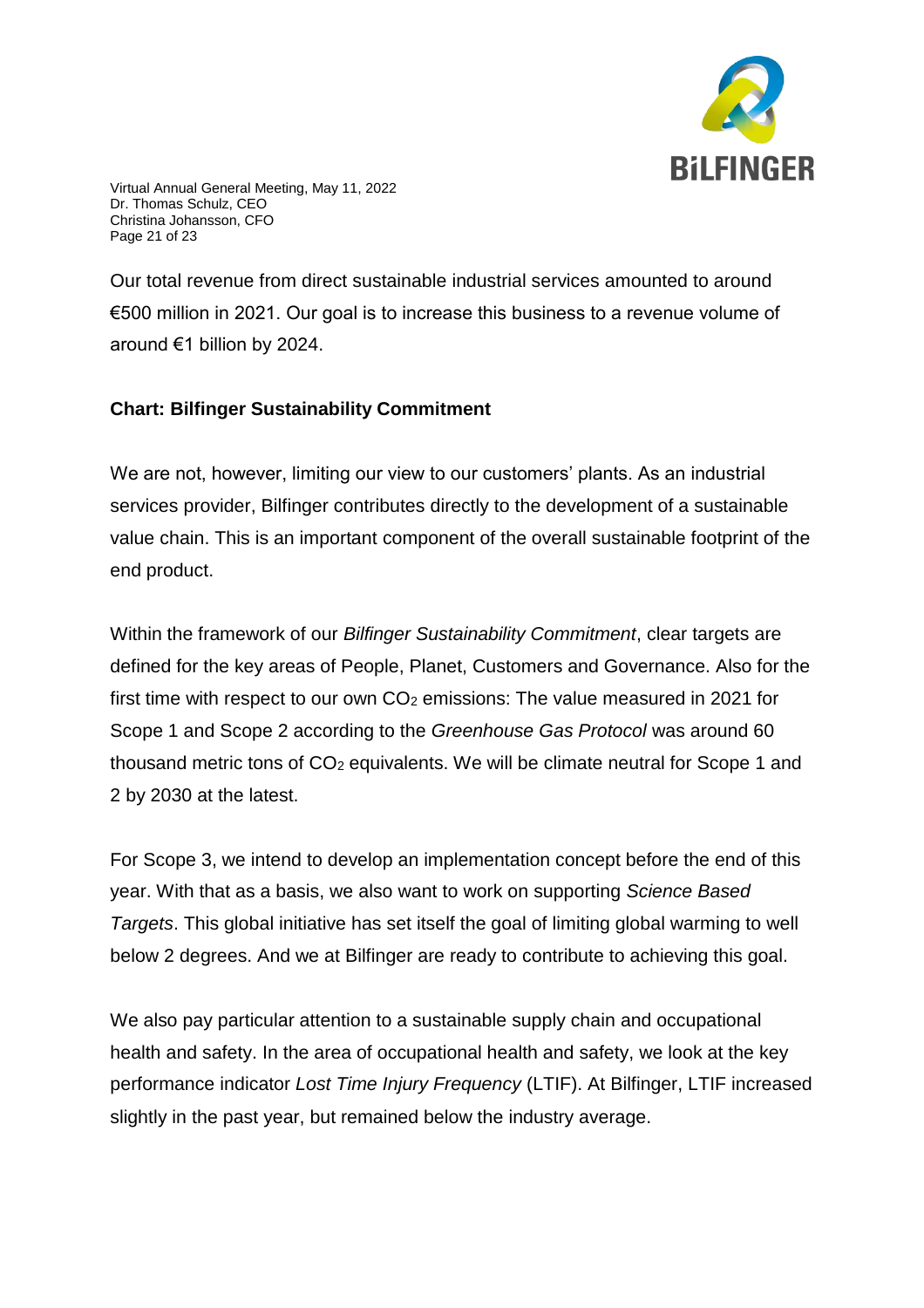Our total revenue from direct sustainable industrial services amounted to around €500 million in 2021. Our goal is to increase this business to a revenue volume of around €1 billion by 2024.

**Chart: Bilfinger Sustainability Commitment**

We are not, however, limiting our view to our customers' plants. As an industrial services provider, Bilfinger contributes directly to the development of a sustainable value chain. This is an important component of the overall sustainable footprint of the end product.

Within the framework of our *Bilfinger Sustainability Commitment*, clear targets are defined for the key areas of People, Planet, Customers and Governance. Also for the first time with respect to our own $CO_2$ emissions: The value measured in 2021 for Scope 1 and Scope 2 according to the *Greenhouse Gas Protocol* was around 60 thousand metric tons of $CO_2$ equivalents. We will be climate neutral for Scope 1 and 2 by 2030 at the latest.

For Scope 3, we intend to develop an implementation concept before the end of this year. With that as a basis, we also want to work on supporting *Science Based Targets*. This global initiative has set itself the goal of limiting global warming to well below 2 degrees. And we at Bilfinger are ready to contribute to achieving this goal.

We also pay particular attention to a sustainable supply chain and occupational health and safety. In the area of occupational health and safety, we look at the key performance indicator *Lost Time Injury Frequency* (LTIF). At Bilfinger, LTIF increased slightly in the past year, but remained below the industry average.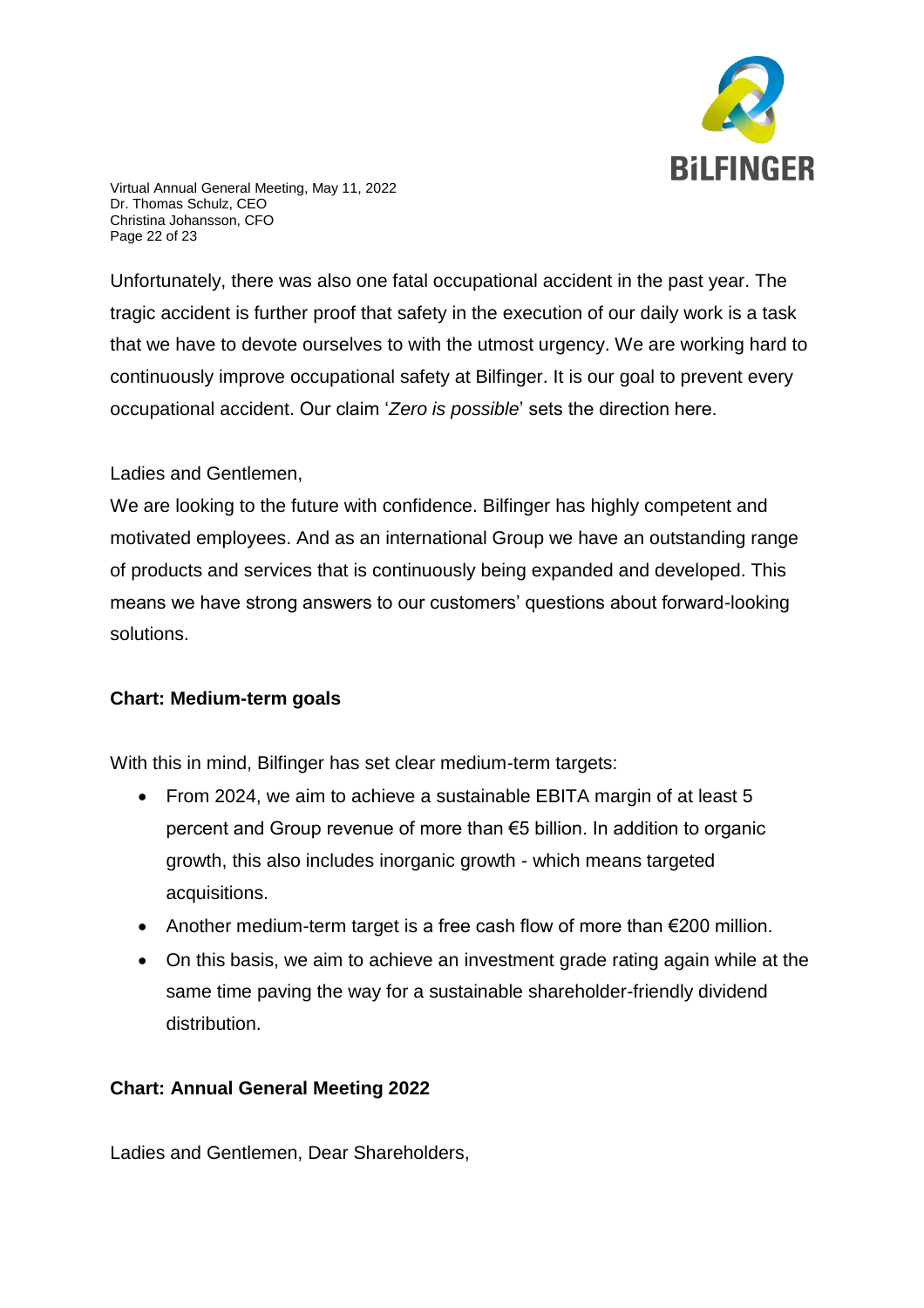Unfortunately, there was also one fatal occupational accident in the past year. The tragic accident is further proof that safety in the execution of our daily work is a task that we have to devote ourselves to with the utmost urgency. We are working hard to continuously improve occupational safety at Bilfinger. It is our goal to prevent every occupational accident. Our claim '*Zero is possible*' sets the direction here.

Ladies and Gentlemen,

We are looking to the future with confidence. Bilfinger has highly competent and motivated employees. And as an international Group we have an outstanding range of products and services that is continuously being expanded and developed. This means we have strong answers to our customers' questions about forward-looking solutions.

**Chart: Medium-term goals**

With this in mind, Bilfinger has set clear medium-term targets:

- From 2024, we aim to achieve a sustainable EBITA margin of at least 5 percent and Group revenue of more than €5 billion. In addition to organic growth, this also includes inorganic growth - which means targeted acquisitions.
- Another medium-term target is a free cash flow of more than €200 million.
- On this basis, we aim to achieve an investment grade rating again while at the same time paving the way for a sustainable shareholder-friendly dividend distribution.

**Chart: Annual General Meeting 2022**

Ladies and Gentlemen, Dear Shareholders,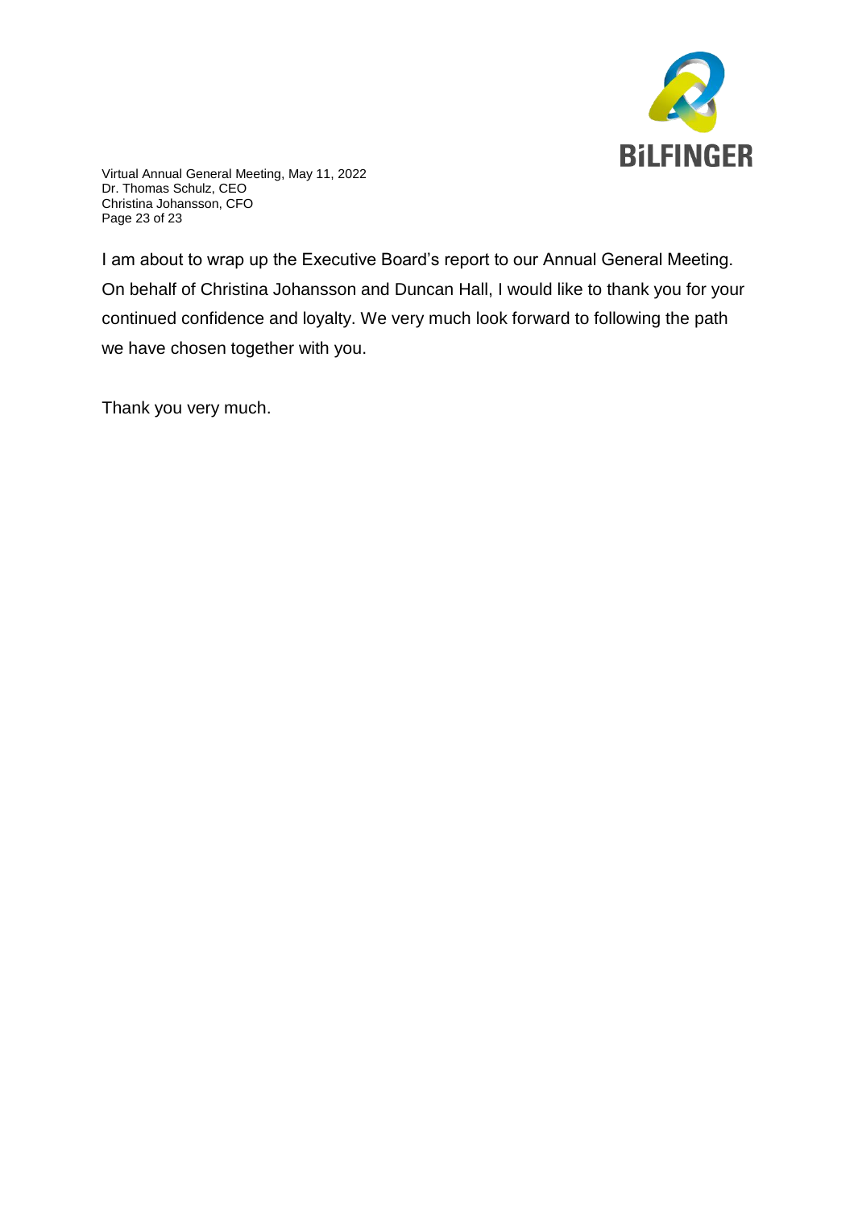I am about to wrap up the Executive Board's report to our Annual General Meeting. On behalf of Christina Johansson and Duncan Hall, I would like to thank you for your continued confidence and loyalty. We very much look forward to following the path we have chosen together with you.

Thank you very much.